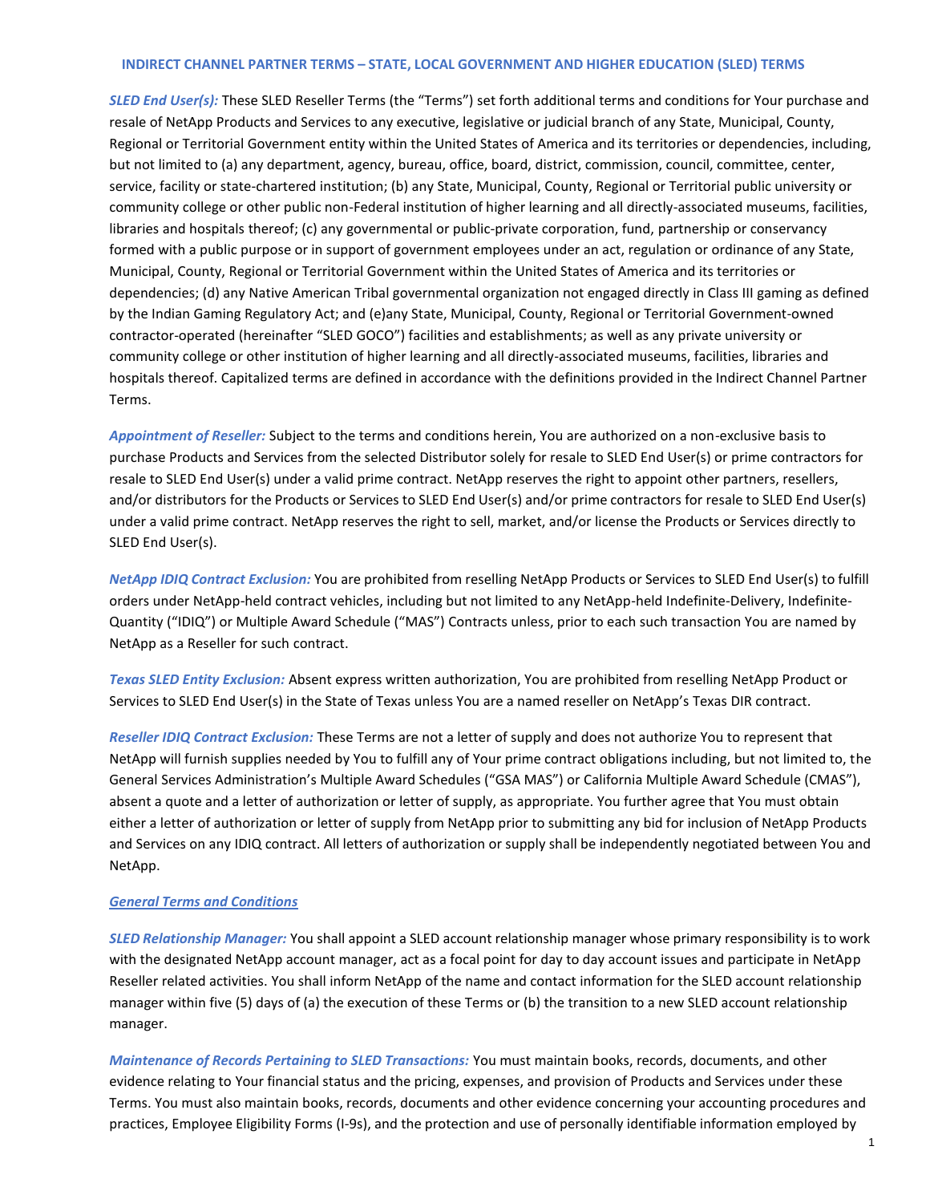# INDIRECT CHANNEL PARTNER TERMS – STATE, LOCAL GOVERNMENT AND HIGHER EDUCATION (SLED) TERMS

***SLED End User(s):*** These SLED Reseller Terms (the "Terms") set forth additional terms and conditions for Your purchase and resale of NetApp Products and Services to any executive, legislative or judicial branch of any State, Municipal, County, Regional or Territorial Government entity within the United States of America and its territories or dependencies, including, but not limited to (a) any department, agency, bureau, office, board, district, commission, council, committee, center, service, facility or state-chartered institution; (b) any State, Municipal, County, Regional or Territorial public university or community college or other public non-Federal institution of higher learning and all directly-associated museums, facilities, libraries and hospitals thereof; (c) any governmental or public-private corporation, fund, partnership or conservancy formed with a public purpose or in support of government employees under an act, regulation or ordinance of any State, Municipal, County, Regional or Territorial Government within the United States of America and its territories or dependencies; (d) any Native American Tribal governmental organization not engaged directly in Class III gaming as defined by the Indian Gaming Regulatory Act; and (e)any State, Municipal, County, Regional or Territorial Government-owned contractor-operated (hereinafter "SLED GOCO") facilities and establishments; as well as any private university or community college or other institution of higher learning and all directly-associated museums, facilities, libraries and hospitals thereof. Capitalized terms are defined in accordance with the definitions provided in the Indirect Channel Partner Terms.

***Appointment of Reseller:*** Subject to the terms and conditions herein, You are authorized on a non-exclusive basis to purchase Products and Services from the selected Distributor solely for resale to SLED End User(s) or prime contractors for resale to SLED End User(s) under a valid prime contract. NetApp reserves the right to appoint other partners, resellers, and/or distributors for the Products or Services to SLED End User(s) and/or prime contractors for resale to SLED End User(s) under a valid prime contract. NetApp reserves the right to sell, market, and/or license the Products or Services directly to SLED End User(s).

***NetApp IDIQ Contract Exclusion:*** You are prohibited from reselling NetApp Products or Services to SLED End User(s) to fulfill orders under NetApp-held contract vehicles, including but not limited to any NetApp-held Indefinite-Delivery, Indefinite-Quantity ("IDIQ") or Multiple Award Schedule ("MAS") Contracts unless, prior to each such transaction You are named by NetApp as a Reseller for such contract.

***Texas SLED Entity Exclusion:*** Absent express written authorization, You are prohibited from reselling NetApp Product or Services to SLED End User(s) in the State of Texas unless You are a named reseller on NetApp's Texas DIR contract.

***Reseller IDIQ Contract Exclusion:*** These Terms are not a letter of supply and does not authorize You to represent that NetApp will furnish supplies needed by You to fulfill any of Your prime contract obligations including, but not limited to, the General Services Administration's Multiple Award Schedules ("GSA MAS") or California Multiple Award Schedule (CMAS"), absent a quote and a letter of authorization or letter of supply, as appropriate. You further agree that You must obtain either a letter of authorization or letter of supply from NetApp prior to submitting any bid for inclusion of NetApp Products and Services on any IDIQ contract. All letters of authorization or supply shall be independently negotiated between You and NetApp.

## *General Terms and Conditions*

***SLED Relationship Manager:*** You shall appoint a SLED account relationship manager whose primary responsibility is to work with the designated NetApp account manager, act as a focal point for day to day account issues and participate in NetApp Reseller related activities. You shall inform NetApp of the name and contact information for the SLED account relationship manager within five (5) days of (a) the execution of these Terms or (b) the transition to a new SLED account relationship manager.

***Maintenance of Records Pertaining to SLED Transactions:*** You must maintain books, records, documents, and other evidence relating to Your financial status and the pricing, expenses, and provision of Products and Services under these Terms. You must also maintain books, records, documents and other evidence concerning your accounting procedures and practices, Employee Eligibility Forms (I-9s), and the protection and use of personally identifiable information employed by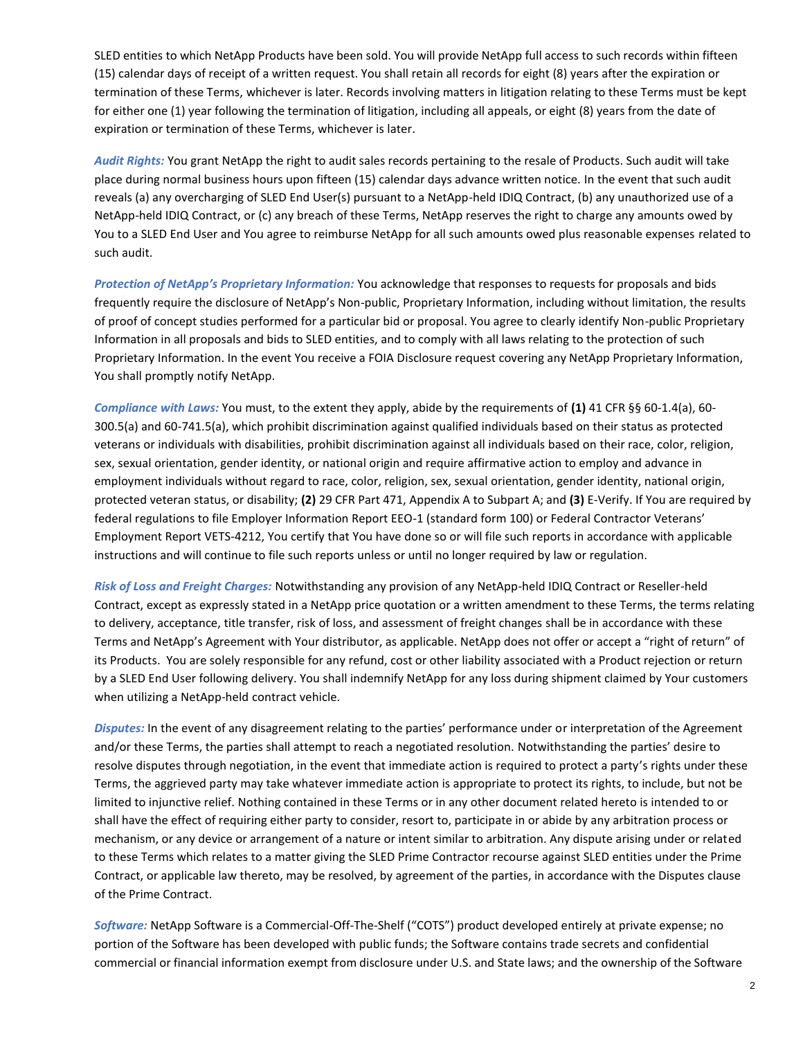SLED entities to which NetApp Products have been sold. You will provide NetApp full access to such records within fifteen (15) calendar days of receipt of a written request. You shall retain all records for eight (8) years after the expiration or termination of these Terms, whichever is later. Records involving matters in litigation relating to these Terms must be kept for either one (1) year following the termination of litigation, including all appeals, or eight (8) years from the date of expiration or termination of these Terms, whichever is later.

***Audit Rights:*** You grant NetApp the right to audit sales records pertaining to the resale of Products. Such audit will take place during normal business hours upon fifteen (15) calendar days advance written notice. In the event that such audit reveals (a) any overcharging of SLED End User(s) pursuant to a NetApp-held IDIQ Contract, (b) any unauthorized use of a NetApp-held IDIQ Contract, or (c) any breach of these Terms, NetApp reserves the right to charge any amounts owed by You to a SLED End User and You agree to reimburse NetApp for all such amounts owed plus reasonable expenses related to such audit.

***Protection of NetApp's Proprietary Information:*** You acknowledge that responses to requests for proposals and bids frequently require the disclosure of NetApp's Non-public, Proprietary Information, including without limitation, the results of proof of concept studies performed for a particular bid or proposal. You agree to clearly identify Non-public Proprietary Information in all proposals and bids to SLED entities, and to comply with all laws relating to the protection of such Proprietary Information. In the event You receive a FOIA Disclosure request covering any NetApp Proprietary Information, You shall promptly notify NetApp.

***Compliance with Laws:*** You must, to the extent they apply, abide by the requirements of **(1)** 41 CFR §§ 60-1.4(a), 60-300.5(a) and 60-741.5(a), which prohibit discrimination against qualified individuals based on their status as protected veterans or individuals with disabilities, prohibit discrimination against all individuals based on their race, color, religion, sex, sexual orientation, gender identity, or national origin and require affirmative action to employ and advance in employment individuals without regard to race, color, religion, sex, sexual orientation, gender identity, national origin, protected veteran status, or disability; **(2)** 29 CFR Part 471, Appendix A to Subpart A; and **(3)** E-Verify. If You are required by federal regulations to file Employer Information Report EEO-1 (standard form 100) or Federal Contractor Veterans' Employment Report VETS-4212, You certify that You have done so or will file such reports in accordance with applicable instructions and will continue to file such reports unless or until no longer required by law or regulation.

***Risk of Loss and Freight Charges:*** Notwithstanding any provision of any NetApp-held IDIQ Contract or Reseller-held Contract, except as expressly stated in a NetApp price quotation or a written amendment to these Terms, the terms relating to delivery, acceptance, title transfer, risk of loss, and assessment of freight changes shall be in accordance with these Terms and NetApp's Agreement with Your distributor, as applicable. NetApp does not offer or accept a "right of return" of its Products. You are solely responsible for any refund, cost or other liability associated with a Product rejection or return by a SLED End User following delivery. You shall indemnify NetApp for any loss during shipment claimed by Your customers when utilizing a NetApp-held contract vehicle.

***Disputes:*** In the event of any disagreement relating to the parties' performance under or interpretation of the Agreement and/or these Terms, the parties shall attempt to reach a negotiated resolution. Notwithstanding the parties' desire to resolve disputes through negotiation, in the event that immediate action is required to protect a party's rights under these Terms, the aggrieved party may take whatever immediate action is appropriate to protect its rights, to include, but not be limited to injunctive relief. Nothing contained in these Terms or in any other document related hereto is intended to or shall have the effect of requiring either party to consider, resort to, participate in or abide by any arbitration process or mechanism, or any device or arrangement of a nature or intent similar to arbitration. Any dispute arising under or related to these Terms which relates to a matter giving the SLED Prime Contractor recourse against SLED entities under the Prime Contract, or applicable law thereto, may be resolved, by agreement of the parties, in accordance with the Disputes clause of the Prime Contract.

***Software:*** NetApp Software is a Commercial-Off-The-Shelf ("COTS") product developed entirely at private expense; no portion of the Software has been developed with public funds; the Software contains trade secrets and confidential commercial or financial information exempt from disclosure under U.S. and State laws; and the ownership of the Software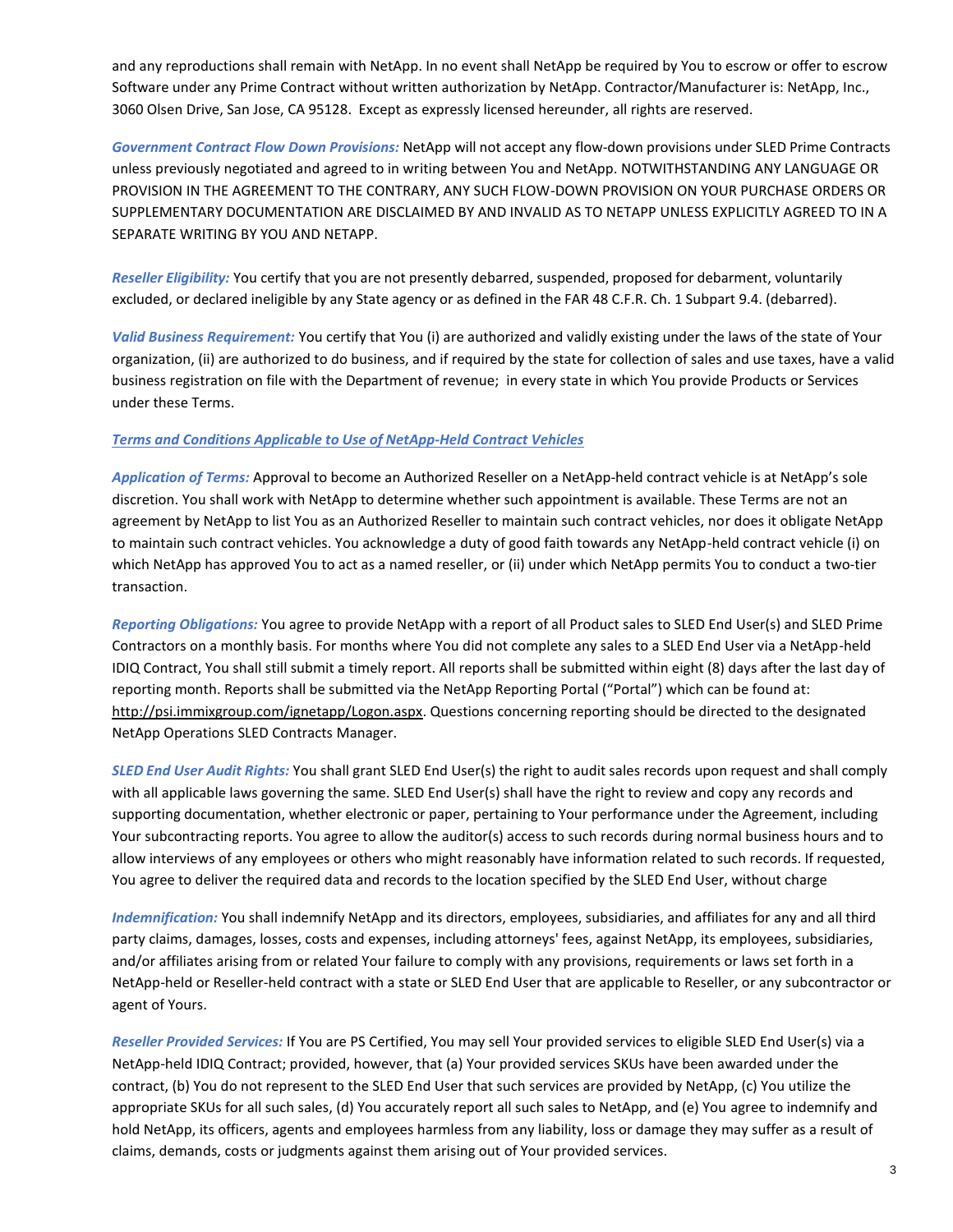and any reproductions shall remain with NetApp. In no event shall NetApp be required by You to escrow or offer to escrow Software under any Prime Contract without written authorization by NetApp. Contractor/Manufacturer is: NetApp, Inc., 3060 Olsen Drive, San Jose, CA 95128. Except as expressly licensed hereunder, all rights are reserved.

***Government Contract Flow Down Provisions:*** NetApp will not accept any flow-down provisions under SLED Prime Contracts unless previously negotiated and agreed to in writing between You and NetApp. NOTWITHSTANDING ANY LANGUAGE OR PROVISION IN THE AGREEMENT TO THE CONTRARY, ANY SUCH FLOW-DOWN PROVISION ON YOUR PURCHASE ORDERS OR SUPPLEMENTARY DOCUMENTATION ARE DISCLAIMED BY AND INVALID AS TO NETAPP UNLESS EXPLICITLY AGREED TO IN A SEPARATE WRITING BY YOU AND NETAPP.

***Reseller Eligibility:*** You certify that you are not presently debarred, suspended, proposed for debarment, voluntarily excluded, or declared ineligible by any State agency or as defined in the FAR 48 C.F.R. Ch. 1 Subpart 9.4. (debarred).

***Valid Business Requirement:*** You certify that You (i) are authorized and validly existing under the laws of the state of Your organization, (ii) are authorized to do business, and if required by the state for collection of sales and use taxes, have a valid business registration on file with the Department of revenue; in every state in which You provide Products or Services under these Terms.

***Terms and Conditions Applicable to Use of NetApp-Held Contract Vehicles***

***Application of Terms:*** Approval to become an Authorized Reseller on a NetApp-held contract vehicle is at NetApp's sole discretion. You shall work with NetApp to determine whether such appointment is available. These Terms are not an agreement by NetApp to list You as an Authorized Reseller to maintain such contract vehicles, nor does it obligate NetApp to maintain such contract vehicles. You acknowledge a duty of good faith towards any NetApp-held contract vehicle (i) on which NetApp has approved You to act as a named reseller, or (ii) under which NetApp permits You to conduct a two-tier transaction.

***Reporting Obligations:*** You agree to provide NetApp with a report of all Product sales to SLED End User(s) and SLED Prime Contractors on a monthly basis. For months where You did not complete any sales to a SLED End User via a NetApp-held IDIQ Contract, You shall still submit a timely report. All reports shall be submitted within eight (8) days after the last day of reporting month. Reports shall be submitted via the NetApp Reporting Portal ("Portal") which can be found at: http://psi.immixgroup.com/ignetapp/Logon.aspx. Questions concerning reporting should be directed to the designated NetApp Operations SLED Contracts Manager.

***SLED End User Audit Rights:*** You shall grant SLED End User(s) the right to audit sales records upon request and shall comply with all applicable laws governing the same. SLED End User(s) shall have the right to review and copy any records and supporting documentation, whether electronic or paper, pertaining to Your performance under the Agreement, including Your subcontracting reports. You agree to allow the auditor(s) access to such records during normal business hours and to allow interviews of any employees or others who might reasonably have information related to such records. If requested, You agree to deliver the required data and records to the location specified by the SLED End User, without charge

***Indemnification:*** You shall indemnify NetApp and its directors, employees, subsidiaries, and affiliates for any and all third party claims, damages, losses, costs and expenses, including attorneys' fees, against NetApp, its employees, subsidiaries, and/or affiliates arising from or related Your failure to comply with any provisions, requirements or laws set forth in a NetApp-held or Reseller-held contract with a state or SLED End User that are applicable to Reseller, or any subcontractor or agent of Yours.

***Reseller Provided Services:*** If You are PS Certified, You may sell Your provided services to eligible SLED End User(s) via a NetApp-held IDIQ Contract; provided, however, that (a) Your provided services SKUs have been awarded under the contract, (b) You do not represent to the SLED End User that such services are provided by NetApp, (c) You utilize the appropriate SKUs for all such sales, (d) You accurately report all such sales to NetApp, and (e) You agree to indemnify and hold NetApp, its officers, agents and employees harmless from any liability, loss or damage they may suffer as a result of claims, demands, costs or judgments against them arising out of Your provided services.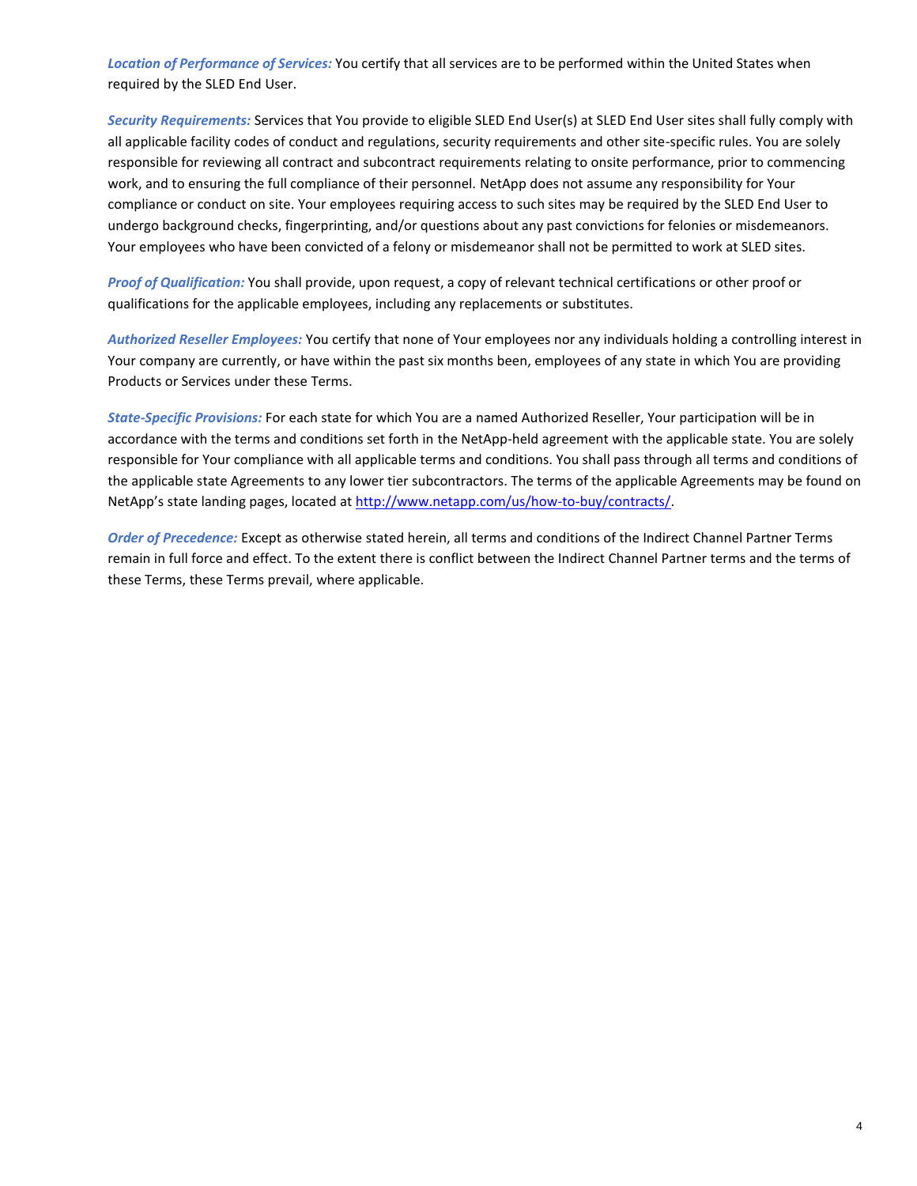***Location of Performance of Services:*** You certify that all services are to be performed within the United States when required by the SLED End User.

***Security Requirements:*** Services that You provide to eligible SLED End User(s) at SLED End User sites shall fully comply with all applicable facility codes of conduct and regulations, security requirements and other site-specific rules. You are solely responsible for reviewing all contract and subcontract requirements relating to onsite performance, prior to commencing work, and to ensuring the full compliance of their personnel. NetApp does not assume any responsibility for Your compliance or conduct on site. Your employees requiring access to such sites may be required by the SLED End User to undergo background checks, fingerprinting, and/or questions about any past convictions for felonies or misdemeanors. Your employees who have been convicted of a felony or misdemeanor shall not be permitted to work at SLED sites.

***Proof of Qualification:*** You shall provide, upon request, a copy of relevant technical certifications or other proof or qualifications for the applicable employees, including any replacements or substitutes.

***Authorized Reseller Employees:*** You certify that none of Your employees nor any individuals holding a controlling interest in Your company are currently, or have within the past six months been, employees of any state in which You are providing Products or Services under these Terms.

***State-Specific Provisions:*** For each state for which You are a named Authorized Reseller, Your participation will be in accordance with the terms and conditions set forth in the NetApp-held agreement with the applicable state. You are solely responsible for Your compliance with all applicable terms and conditions. You shall pass through all terms and conditions of the applicable state Agreements to any lower tier subcontractors. The terms of the applicable Agreements may be found on NetApp's state landing pages, located at [http://www.netapp.com/us/how-to-buy/contracts/](http://www.netapp.com/us/how-to-buy/contracts/).

***Order of Precedence:*** Except as otherwise stated herein, all terms and conditions of the Indirect Channel Partner Terms remain in full force and effect. To the extent there is conflict between the Indirect Channel Partner terms and the terms of these Terms, these Terms prevail, where applicable.